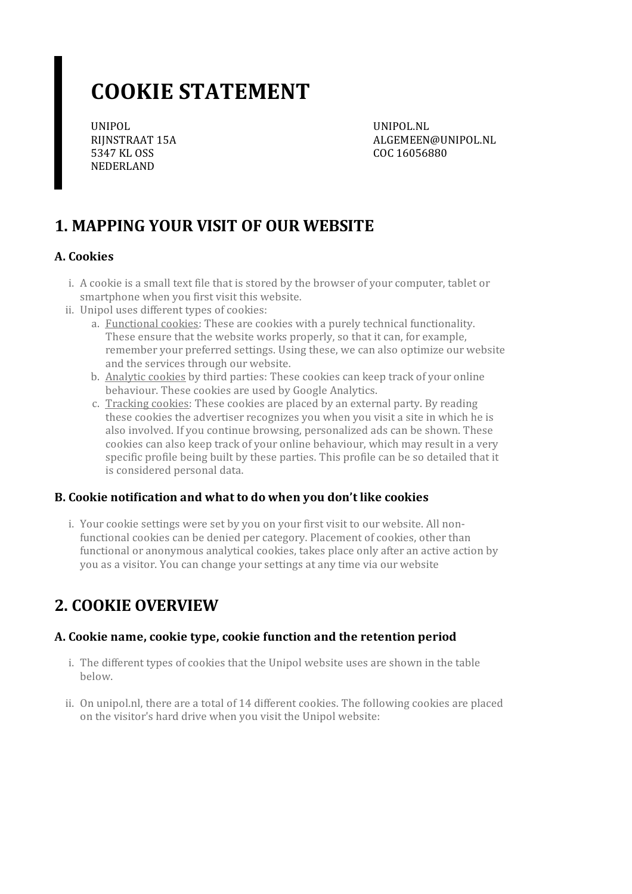# COOKIE STATEMENT

UNIPOL
RIJNSTRAAT 15A
5347 KL OSS
NEDERLAND

UNIPOL.NL
ALGEMEEN@UNIPOL.NL
COC 16056880

## 1. MAPPING YOUR VISIT OF OUR WEBSITE

### A. Cookies

i. A cookie is a small text file that is stored by the browser of your computer, tablet or smartphone when you first visit this website.

ii. Unipol uses different types of cookies:

   a. Functional cookies: These are cookies with a purely technical functionality. These ensure that the website works properly, so that it can, for example, remember your preferred settings. Using these, we can also optimize our website and the services through our website.

   b. Analytic cookies by third parties: These cookies can keep track of your online behaviour. These cookies are used by Google Analytics.

   c. Tracking cookies: These cookies are placed by an external party. By reading these cookies the advertiser recognizes you when you visit a site in which he is also involved. If you continue browsing, personalized ads can be shown. These cookies can also keep track of your online behaviour, which may result in a very specific profile being built by these parties. This profile can be so detailed that it is considered personal data.

### B. Cookie notification and what to do when you don't like cookies

i. Your cookie settings were set by you on your first visit to our website. All non-functional cookies can be denied per category. Placement of cookies, other than functional or anonymous analytical cookies, takes place only after an active action by you as a visitor. You can change your settings at any time via our website

## 2. COOKIE OVERVIEW

### A. Cookie name, cookie type, cookie function and the retention period

i. The different types of cookies that the Unipol website uses are shown in the table below.

ii. On unipol.nl, there are a total of 14 different cookies. The following cookies are placed on the visitor's hard drive when you visit the Unipol website: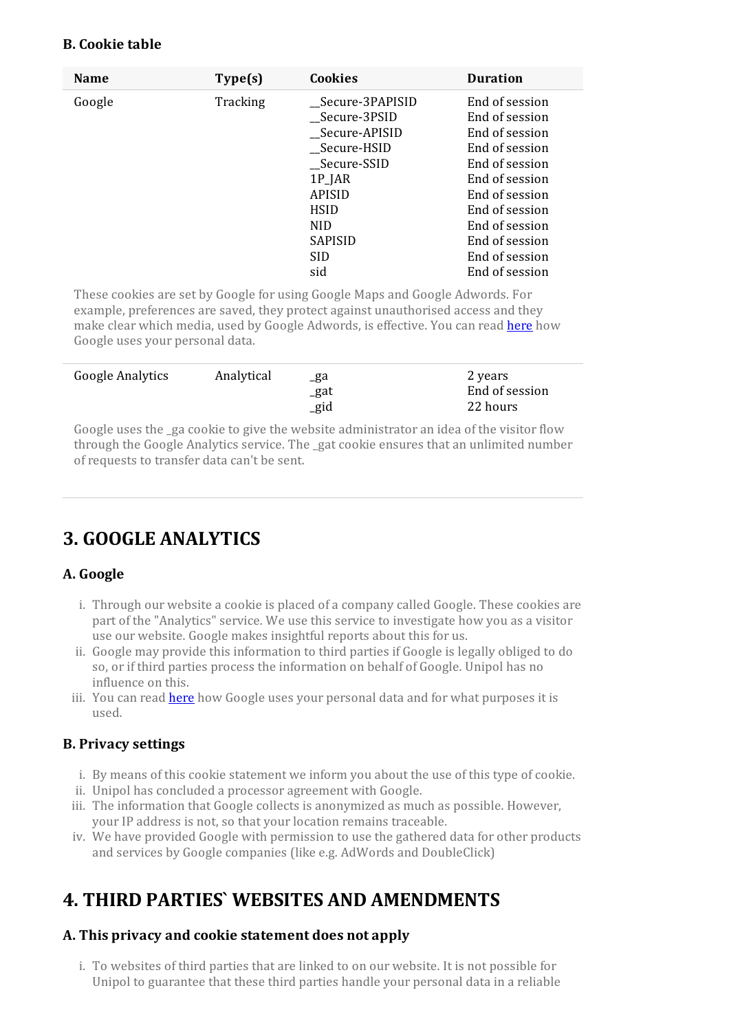### B. Cookie table

| Name | Type(s) | Cookies | Duration |
|---|---|---|---|
| Google | Tracking | __Secure-3PAPISID<br>__Secure-3PSID<br>__Secure-APISID<br>__Secure-HSID<br>__Secure-SSID<br>1P_JAR<br>APISID<br>HSID<br>NID<br>SAPISID<br>SID<br>sid | End of session<br>End of session<br>End of session<br>End of session<br>End of session<br>End of session<br>End of session<br>End of session<br>End of session<br>End of session<br>End of session<br>End of session |
| These cookies are set by Google for using Google Maps and Google Adwords. For example, preferences are saved, they protect against unauthorised access and they make clear which media, used by Google Adwords, is effective. You can read here how Google uses your personal data. | | | |
| Google Analytics | Analytical | _ga<br>_gat<br>_gid | 2 years<br>End of session<br>22 hours |
| Google uses the _ga cookie to give the website administrator an idea of the visitor flow through the Google Analytics service. The _gat cookie ensures that an unlimited number of requests to transfer data can't be sent. | | | |

## 3. GOOGLE ANALYTICS

### A. Google

i. Through our website a cookie is placed of a company called Google. These cookies are part of the "Analytics" service. We use this service to investigate how you as a visitor use our website. Google makes insightful reports about this for us.
ii. Google may provide this information to third parties if Google is legally obliged to do so, or if third parties process the information on behalf of Google. Unipol has no influence on this.
iii. You can read here how Google uses your personal data and for what purposes it is used.

### B. Privacy settings

i. By means of this cookie statement we inform you about the use of this type of cookie.
ii. Unipol has concluded a processor agreement with Google.
iii. The information that Google collects is anonymized as much as possible. However, your IP address is not, so that your location remains traceable.
iv. We have provided Google with permission to use the gathered data for other products and services by Google companies (like e.g. AdWords and DoubleClick)

## 4. THIRD PARTIES` WEBSITES AND AMENDMENTS

### A. This privacy and cookie statement does not apply

i. To websites of third parties that are linked to on our website. It is not possible for Unipol to guarantee that these third parties handle your personal data in a reliable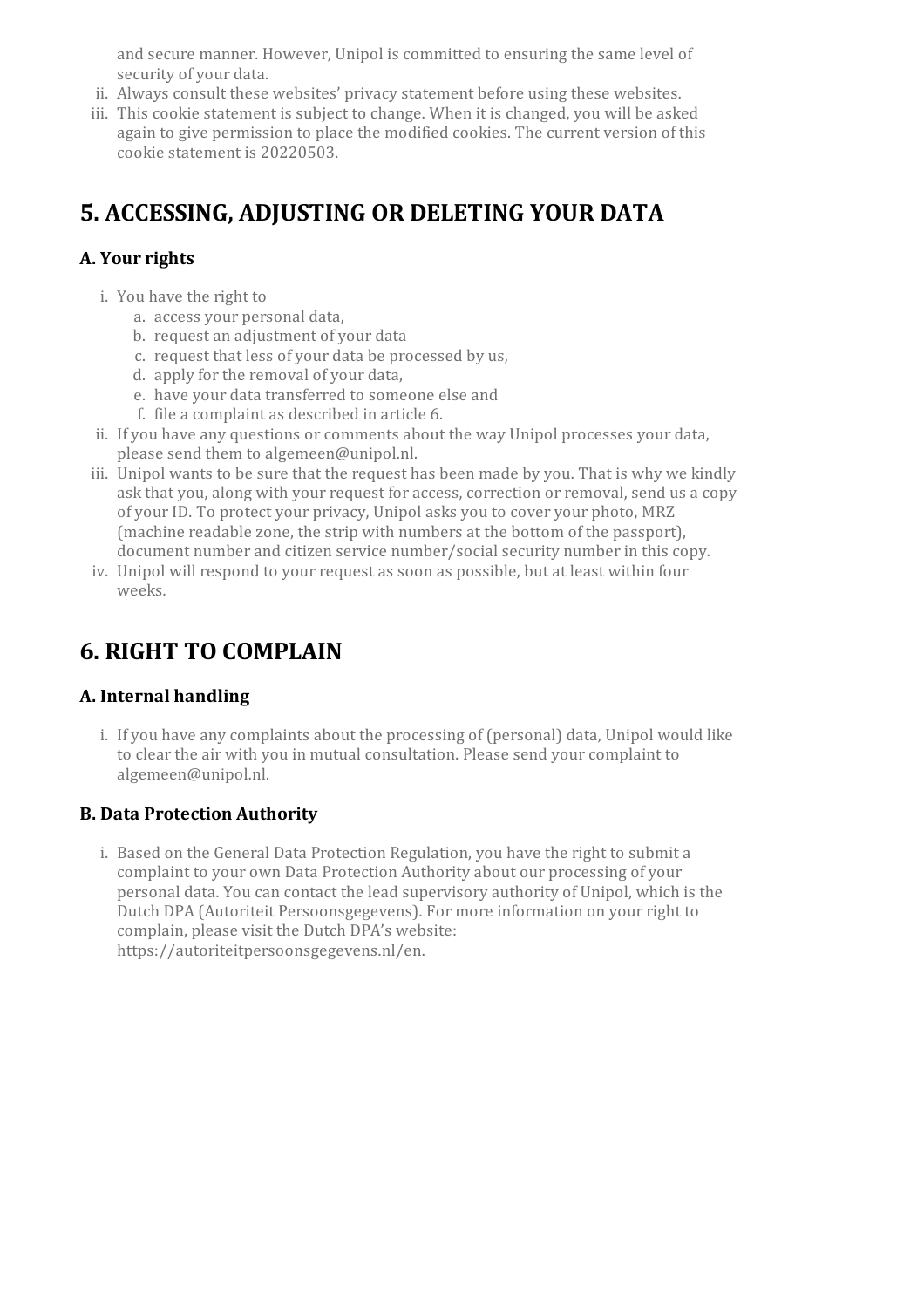and secure manner. However, Unipol is committed to ensuring the same level of security of your data.

ii. Always consult these websites' privacy statement before using these websites.

iii. This cookie statement is subject to change. When it is changed, you will be asked again to give permission to place the modified cookies. The current version of this cookie statement is 20220503.

## 5. ACCESSING, ADJUSTING OR DELETING YOUR DATA

### A. Your rights

i. You have the right to
   a. access your personal data,
   b. request an adjustment of your data
   c. request that less of your data be processed by us,
   d. apply for the removal of your data,
   e. have your data transferred to someone else and
   f. file a complaint as described in article 6.

ii. If you have any questions or comments about the way Unipol processes your data, please send them to algemeen@unipol.nl.

iii. Unipol wants to be sure that the request has been made by you. That is why we kindly ask that you, along with your request for access, correction or removal, send us a copy of your ID. To protect your privacy, Unipol asks you to cover your photo, MRZ (machine readable zone, the strip with numbers at the bottom of the passport), document number and citizen service number/social security number in this copy.

iv. Unipol will respond to your request as soon as possible, but at least within four weeks.

## 6. RIGHT TO COMPLAIN

### A. Internal handling

i. If you have any complaints about the processing of (personal) data, Unipol would like to clear the air with you in mutual consultation. Please send your complaint to algemeen@unipol.nl.

### B. Data Protection Authority

i. Based on the General Data Protection Regulation, you have the right to submit a complaint to your own Data Protection Authority about our processing of your personal data. You can contact the lead supervisory authority of Unipol, which is the Dutch DPA (Autoriteit Persoonsgegevens). For more information on your right to complain, please visit the Dutch DPA's website: https://autoriteitpersoonsgegevens.nl/en.